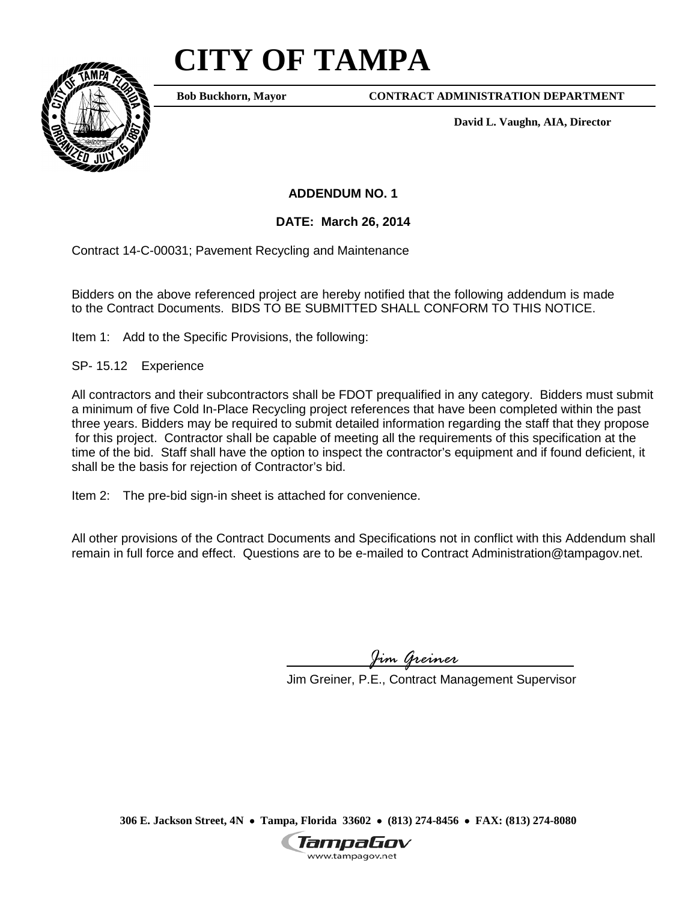# CITY OF TAMPA

**Bob Buckhorn, Mayor** **CONTRACT ADMINISTRATION DEPARTMENT**

**David L. Vaughn, AIA, Director**

**ADDENDUM NO. 1**

**DATE: March 26, 2014**

Contract 14-C-00031; Pavement Recycling and Maintenance

Bidders on the above referenced project are hereby notified that the following addendum is made to the Contract Documents. BIDS TO BE SUBMITTED SHALL CONFORM TO THIS NOTICE.

Item 1: Add to the Specific Provisions, the following:

SP- 15.12 Experience

All contractors and their subcontractors shall be FDOT prequalified in any category. Bidders must submit a minimum of five Cold In-Place Recycling project references that have been completed within the past three years. Bidders may be required to submit detailed information regarding the staff that they propose for this project. Contractor shall be capable of meeting all the requirements of this specification at the time of the bid. Staff shall have the option to inspect the contractor's equipment and if found deficient, it shall be the basis for rejection of Contractor's bid.

Item 2: The pre-bid sign-in sheet is attached for convenience.

All other provisions of the Contract Documents and Specifications not in conflict with this Addendum shall remain in full force and effect. Questions are to be e-mailed to Contract Administration@tampagov.net.

*Jim Greiner*

Jim Greiner, P.E., Contract Management Supervisor

**306 E. Jackson Street, 4N • Tampa, Florida 33602 • (813) 274-8456 • FAX: (813) 274-8080**

TampaGov
www.tampagov.net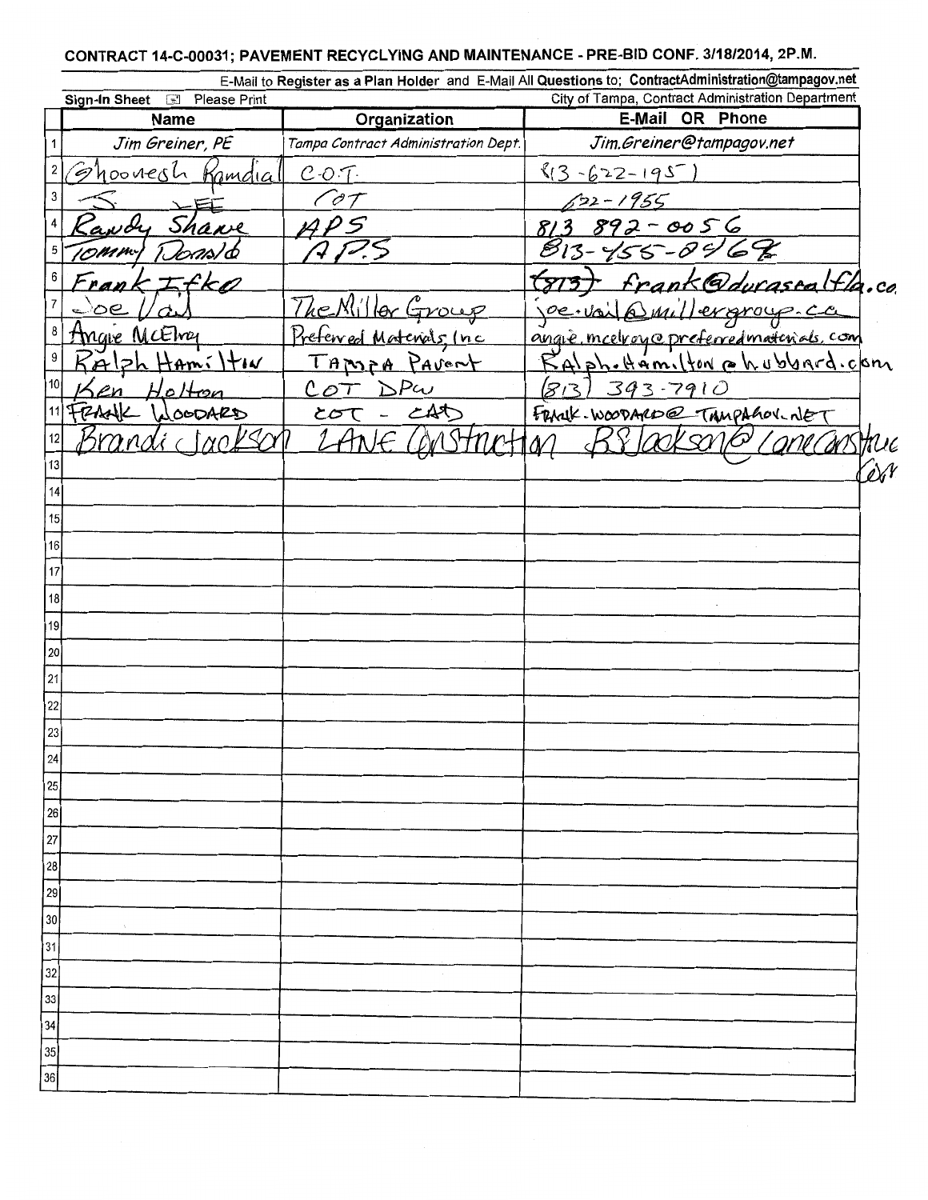**CONTRACT 14-C-00031; PAVEMENT RECYCLYING AND MAINTENANCE - PRE-BID CONF. 3/18/2014, 2P.M.**

E-Mail to **Register as a Plan Holder** and E-Mail All **Questions** to; **ContractAdministration@tampagov.net**

**Sign-In Sheet** Please Print — City of Tampa, Contract Administration Department

| | Name | Organization | E-Mail OR Phone |
|---|---|---|---|
| 1 | Jim Greiner, PE | Tampa Contract Administration Dept. | Jim.Greiner@tampagov.net |
| 2 | Ghoonesh Ramdial | C.O.T. | 813-622-1951 |
| 3 | S. Lee | COT | 622-1955 |
| 4 | Randy Shane | APS | 813 892-0056 |
| 5 | Tommy Donald | APS | 813-455-0968 |
| 6 | Frank Ifko | | (813) frank@durasealfla.com |
| 7 | Joe Vail | The Miller Group | joe.vail@millergroup.ca |
| 8 | Angie McElroy | Preferred Materials, Inc | angie.mcelroy@preferredmaterials.com |
| 9 | Ralph Hamilton | Tampa Pavement | Ralph.Hamilton@hubbard.com |
| 10 | Ken Helton | COT DPW | (813) 393-7910 |
| 11 | Frank Woodard | COT - CAD | FRANK.WOODARD@TAMPAGOV.NET |
| 12 | Brandi Jackson | LANE Construction | BSJackson@laneconstruct.com |
| 13 | | | |
| 14 | | | |
| 15 | | | |
| 16 | | | |
| 17 | | | |
| 18 | | | |
| 19 | | | |
| 20 | | | |
| 21 | | | |
| 22 | | | |
| 23 | | | |
| 24 | | | |
| 25 | | | |
| 26 | | | |
| 27 | | | |
| 28 | | | |
| 29 | | | |
| 30 | | | |
| 31 | | | |
| 32 | | | |
| 33 | | | |
| 34 | | | |
| 35 | | | |
| 36 | | | |